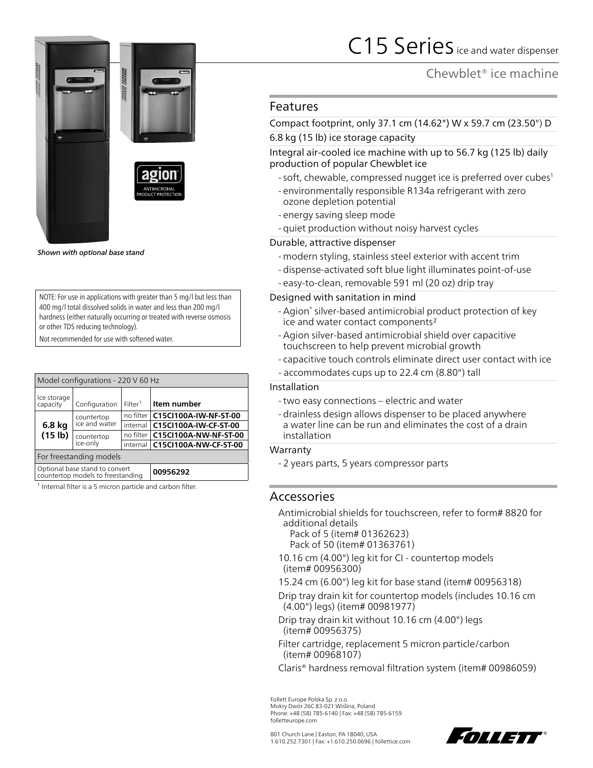# C15 Series ice and water dispenser

## Chewblet® ice machine

*Shown with optional base stand*

NOTE: For use in applications with greater than 5 mg/l but less than 400 mg/l total dissolved solids in water and less than 200 mg/l hardness (either naturally occurring or treated with reverse osmosis or other TDS reducing technology).

Not recommended for use with softened water.

| Model configurations - 220 V 60 Hz | | | |
|---|---|---|---|
| Ice storage capacity | Configuration | Filter[1] | **Item number** |
| **6.8 kg (15 lb)** | countertop ice and water | no filter | **C15CI100A-IW-NF-ST-00** |
| | | internal | **C15CI100A-IW-CF-ST-00** |
| | countertop ice-only | no filter | **C15CI100A-NW-NF-ST-00** |
| | | internal | **C15CI100A-NW-CF-ST-00** |
| For freestanding models | | | |
| Optional base stand to convert countertop models to freestanding | | | **00956292** |

[1] Internal filter is a 5 micron particle and carbon filter.

## Features

Compact footprint, only 37.1 cm (14.62") W x 59.7 cm (23.50") D

6.8 kg (15 lb) ice storage capacity

Integral air-cooled ice machine with up to 56.7 kg (125 lb) daily production of popular Chewblet ice

- soft, chewable, compressed nugget ice is preferred over cubes[1]
- environmentally responsible R134a refrigerant with zero ozone depletion potential
- energy saving sleep mode
- quiet production without noisy harvest cycles

Durable, attractive dispenser

- modern styling, stainless steel exterior with accent trim
- dispense-activated soft blue light illuminates point-of-use
- easy-to-clean, removable 591 ml (20 oz) drip tray

Designed with sanitation in mind

- Agion® silver-based antimicrobial product protection of key ice and water contact components[2]
- Agion silver-based antimicrobial shield over capacitive touchscreen to help prevent microbial growth
- capacitive touch controls eliminate direct user contact with ice
- accommodates cups up to 22.4 cm (8.80") tall

Installation

- two easy connections – electric and water
- drainless design allows dispenser to be placed anywhere a water line can be run and eliminates the cost of a drain installation

Warranty

- 2 years parts, 5 years compressor parts

## Accessories

Antimicrobial shields for touchscreen, refer to form# 8820 for additional details
Pack of 5 (item# 01362623)
Pack of 50 (item# 01363761)

10.16 cm (4.00") leg kit for CI - countertop models (item# 00956300)

15.24 cm (6.00") leg kit for base stand (item# 00956318)

Drip tray drain kit for countertop models (includes 10.16 cm (4.00") legs) (item# 00981977)

Drip tray drain kit without 10.16 cm (4.00") legs (item# 00956375)

Filter cartridge, replacement 5 micron particle/carbon (item# 00968107)

Claris® hardness removal filtration system (item# 00986059)

Follett Europe Polska Sp. z o.o.
Mokry Dwór 26C 83-021 Wiślina, Poland
Phone: +48 (58) 785-6140 | Fax: +48 (58) 785-6159
folletteurope.com

801 Church Lane | Easton, PA 18040, USA
1.610.252.7301 | Fax: +1.610.250.0696 | follettice.com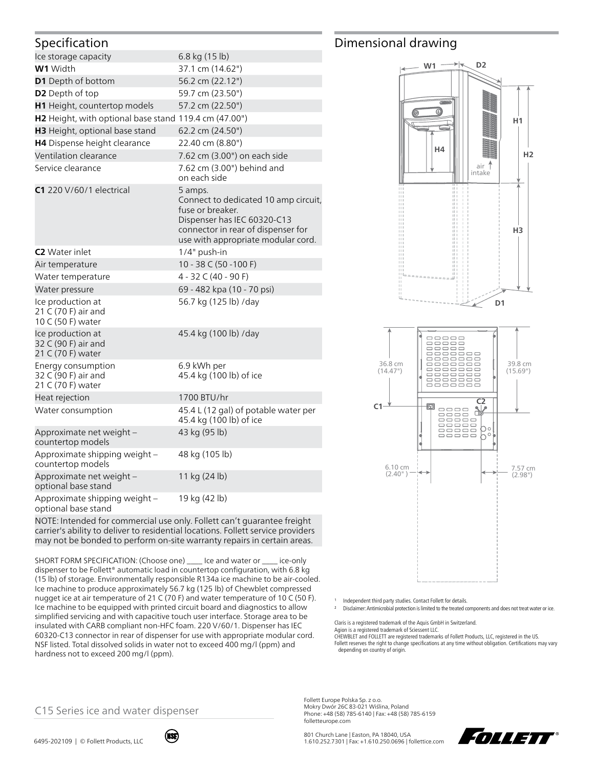## Specification

| | |
|---|---|
| Ice storage capacity | 6.8 kg (15 lb) |
| **W1** Width | 37.1 cm (14.62") |
| **D1** Depth of bottom | 56.2 cm (22.12") |
| **D2** Depth of top | 59.7 cm (23.50") |
| **H1** Height, countertop models | 57.2 cm (22.50") |
| **H2** Height, with optional base stand | 119.4 cm (47.00") |
| **H3** Height, optional base stand | 62.2 cm (24.50") |
| **H4** Dispense height clearance | 22.40 cm (8.80") |
| Ventilation clearance | 7.62 cm (3.00") on each side |
| Service clearance | 7.62 cm (3.00") behind and on each side |
| **C1** 220 V/60/1 electrical | 5 amps. Connect to dedicated 10 amp circuit, fuse or breaker. Dispenser has IEC 60320-C13 connector in rear of dispenser for use with appropriate modular cord. |
| **C2** Water inlet | 1/4" push-in |
| Air temperature | 10 - 38 C (50 -100 F) |
| Water temperature | 4 - 32 C (40 - 90 F) |
| Water pressure | 69 - 482 kpa (10 - 70 psi) |
| Ice production at 21 C (70 F) air and 10 C (50 F) water | 56.7 kg (125 lb) /day |
| Ice production at 32 C (90 F) air and 21 C (70 F) water | 45.4 kg (100 lb) /day |
| Energy consumption 32 C (90 F) air and 21 C (70 F) water | 6.9 kWh per 45.4 kg (100 lb) of ice |
| Heat rejection | 1700 BTU/hr |
| Water consumption | 45.4 L (12 gal) of potable water per 45.4 kg (100 lb) of ice |
| Approximate net weight – countertop models | 43 kg (95 lb) |
| Approximate shipping weight – countertop models | 48 kg (105 lb) |
| Approximate net weight – optional base stand | 11 kg (24 lb) |
| Approximate shipping weight – optional base stand | 19 kg (42 lb) |

NOTE: Intended for commercial use only. Follett can't guarantee freight carrier's ability to deliver to residential locations. Follett service providers may not be bonded to perform on-site warranty repairs in certain areas.

SHORT FORM SPECIFICATION: (Choose one) ____ Ice and water or ____ ice-only dispenser to be Follett® automatic load in countertop configuration, with 6.8 kg (15 lb) of storage. Environmentally responsible R134a ice machine to be air-cooled. Ice machine to produce approximately 56.7 kg (125 lb) of Chewblet compressed nugget ice at air temperature of 21 C (70 F) and water temperature of 10 C (50 F). Ice machine to be equipped with printed circuit board and diagnostics to allow simplified servicing and with capacitive touch user interface. Storage area to be insulated with CARB compliant non-HFC foam. 220 V/60/1. Dispenser has IEC 60320-C13 connector in rear of dispenser for use with appropriate modular cord. NSF listed. Total dissolved solids in water not to exceed 400 mg/l (ppm) and hardness not to exceed 200 mg/l (ppm).

## Dimensional drawing

W1
D2
H1
H2
H3
H4
D1
air intake

36.8 cm (14.47")
39.8 cm (15.69")
C1
C2
6.10 cm (2.40")
7.57 cm (2.98")

[1] Independent third party studies. Contact Follett for details.

[2] Disclaimer: Antimicrobial protection is limited to the treated components and does not treat water or ice.

Claris is a registered trademark of the Aquis GmbH in Switzerland.
Agion is a registered trademark of Sciessent LLC.
CHEWBLET and FOLLETT are registered trademarks of Follett Products, LLC, registered in the US.
Follett reserves the right to change specifications at any time without obligation. Certifications may vary depending on country of origin.

C15 Series ice and water dispenser

6495-202109 | © Follett Products, LLC

Follett Europe Polska Sp. z o.o.
Mokry Dwór 26C 83-021 Wiślina, Poland
Phone: +48 (58) 785-6140 | Fax: +48 (58) 785-6159
follettEurope.com

801 Church Lane | Easton, PA 18040, USA
1.610.252.7301 | Fax: +1.610.250.0696 | follettice.com